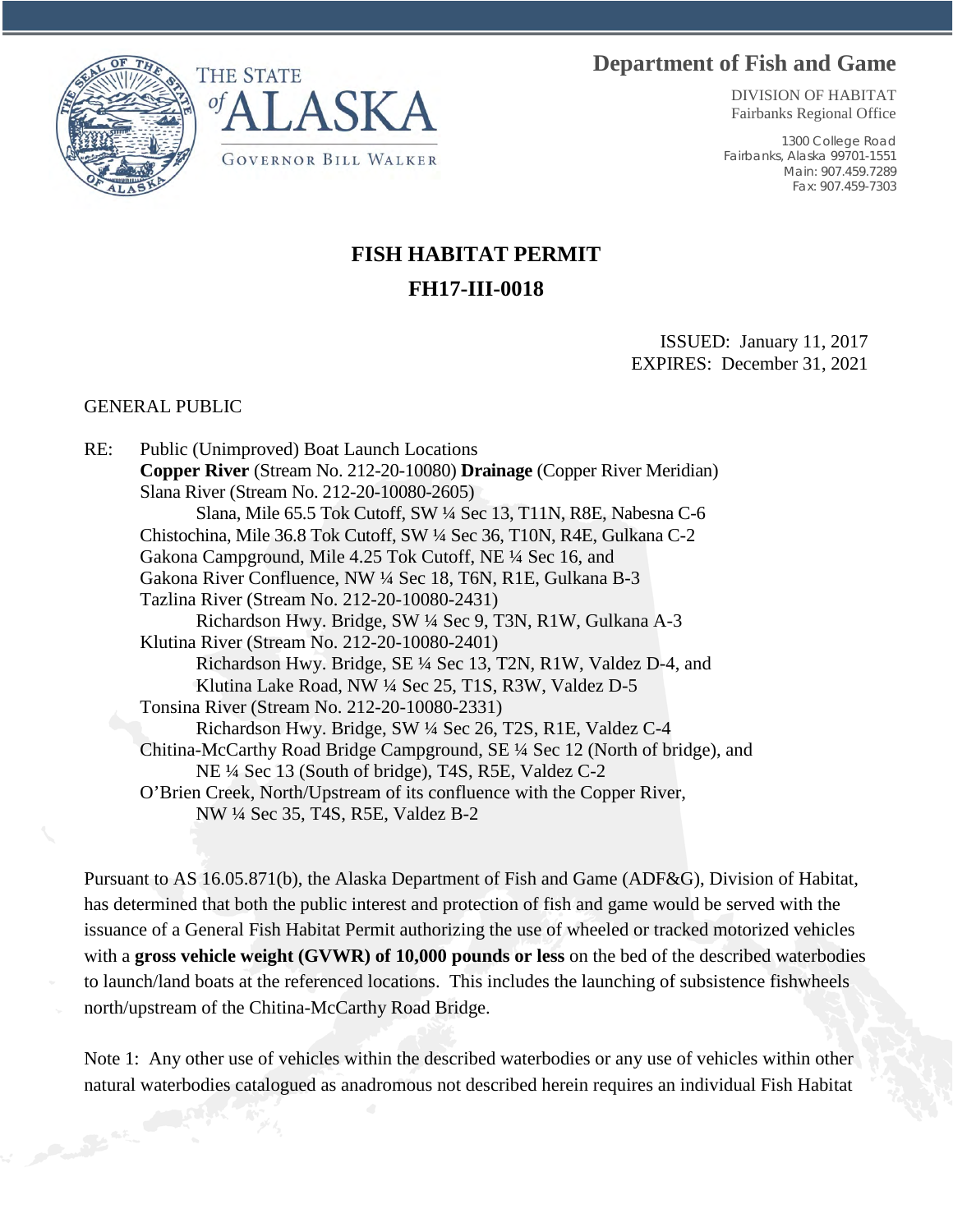THE STATE of ALASKA

GOVERNOR BILL WALKER

**Department of Fish and Game**

DIVISION OF HABITAT
Fairbanks Regional Office

1300 College Road
Fairbanks, Alaska 99701-1551
Main: 907.459.7289
Fax: 907.459-7303

# FISH HABITAT PERMIT
# FH17-III-0018

ISSUED: January 11, 2017
EXPIRES: December 31, 2021

GENERAL PUBLIC

RE: Public (Unimproved) Boat Launch Locations
**Copper River** (Stream No. 212-20-10080) **Drainage** (Copper River Meridian)
Slana River (Stream No. 212-20-10080-2605)
Slana, Mile 65.5 Tok Cutoff, SW ¼ Sec 13, T11N, R8E, Nabesna C-6
Chistochina, Mile 36.8 Tok Cutoff, SW ¼ Sec 36, T10N, R4E, Gulkana C-2
Gakona Campground, Mile 4.25 Tok Cutoff, NE ¼ Sec 16, and
Gakona River Confluence, NW ¼ Sec 18, T6N, R1E, Gulkana B-3
Tazlina River (Stream No. 212-20-10080-2431)
Richardson Hwy. Bridge, SW ¼ Sec 9, T3N, R1W, Gulkana A-3
Klutina River (Stream No. 212-20-10080-2401)
Richardson Hwy. Bridge, SE ¼ Sec 13, T2N, R1W, Valdez D-4, and
Klutina Lake Road, NW ¼ Sec 25, T1S, R3W, Valdez D-5
Tonsina River (Stream No. 212-20-10080-2331)
Richardson Hwy. Bridge, SW ¼ Sec 26, T2S, R1E, Valdez C-4
Chitina-McCarthy Road Bridge Campground, SE ¼ Sec 12 (North of bridge), and
NE ¼ Sec 13 (South of bridge), T4S, R5E, Valdez C-2
O'Brien Creek, North/Upstream of its confluence with the Copper River,
NW ¼ Sec 35, T4S, R5E, Valdez B-2

Pursuant to AS 16.05.871(b), the Alaska Department of Fish and Game (ADF&G), Division of Habitat, has determined that both the public interest and protection of fish and game would be served with the issuance of a General Fish Habitat Permit authorizing the use of wheeled or tracked motorized vehicles with a **gross vehicle weight (GVWR) of 10,000 pounds or less** on the bed of the described waterbodies to launch/land boats at the referenced locations. This includes the launching of subsistence fishwheels north/upstream of the Chitina-McCarthy Road Bridge.

Note 1: Any other use of vehicles within the described waterbodies or any use of vehicles within other natural waterbodies catalogued as anadromous not described herein requires an individual Fish Habitat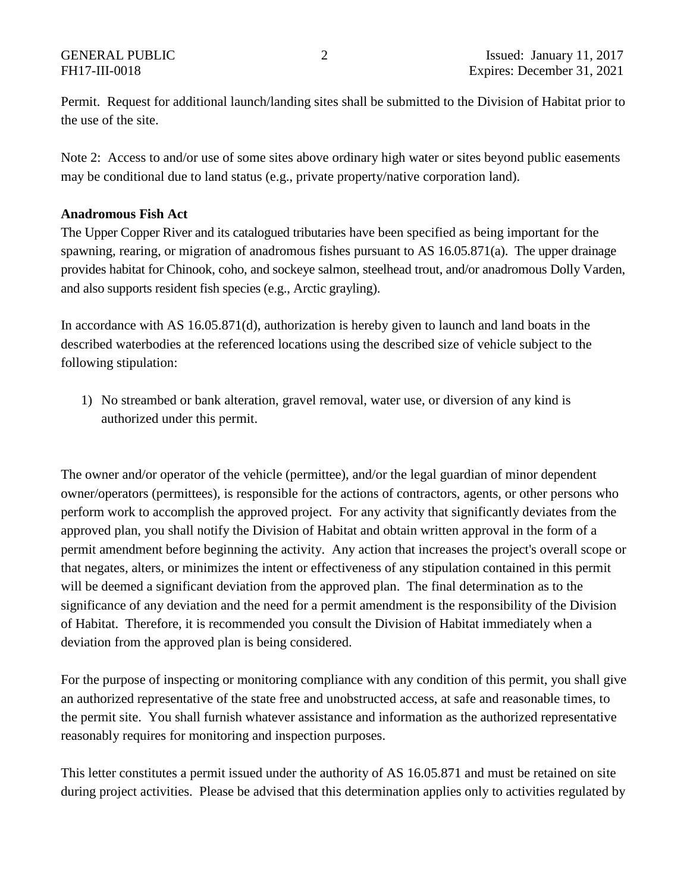Permit. Request for additional launch/landing sites shall be submitted to the Division of Habitat prior to the use of the site.

Note 2: Access to and/or use of some sites above ordinary high water or sites beyond public easements may be conditional due to land status (e.g., private property/native corporation land).

**Anadromous Fish Act**

The Upper Copper River and its catalogued tributaries have been specified as being important for the spawning, rearing, or migration of anadromous fishes pursuant to AS 16.05.871(a). The upper drainage provides habitat for Chinook, coho, and sockeye salmon, steelhead trout, and/or anadromous Dolly Varden, and also supports resident fish species (e.g., Arctic grayling).

In accordance with AS 16.05.871(d), authorization is hereby given to launch and land boats in the described waterbodies at the referenced locations using the described size of vehicle subject to the following stipulation:

1) No streambed or bank alteration, gravel removal, water use, or diversion of any kind is authorized under this permit.

The owner and/or operator of the vehicle (permittee), and/or the legal guardian of minor dependent owner/operators (permittees), is responsible for the actions of contractors, agents, or other persons who perform work to accomplish the approved project. For any activity that significantly deviates from the approved plan, you shall notify the Division of Habitat and obtain written approval in the form of a permit amendment before beginning the activity. Any action that increases the project's overall scope or that negates, alters, or minimizes the intent or effectiveness of any stipulation contained in this permit will be deemed a significant deviation from the approved plan. The final determination as to the significance of any deviation and the need for a permit amendment is the responsibility of the Division of Habitat. Therefore, it is recommended you consult the Division of Habitat immediately when a deviation from the approved plan is being considered.

For the purpose of inspecting or monitoring compliance with any condition of this permit, you shall give an authorized representative of the state free and unobstructed access, at safe and reasonable times, to the permit site. You shall furnish whatever assistance and information as the authorized representative reasonably requires for monitoring and inspection purposes.

This letter constitutes a permit issued under the authority of AS 16.05.871 and must be retained on site during project activities. Please be advised that this determination applies only to activities regulated by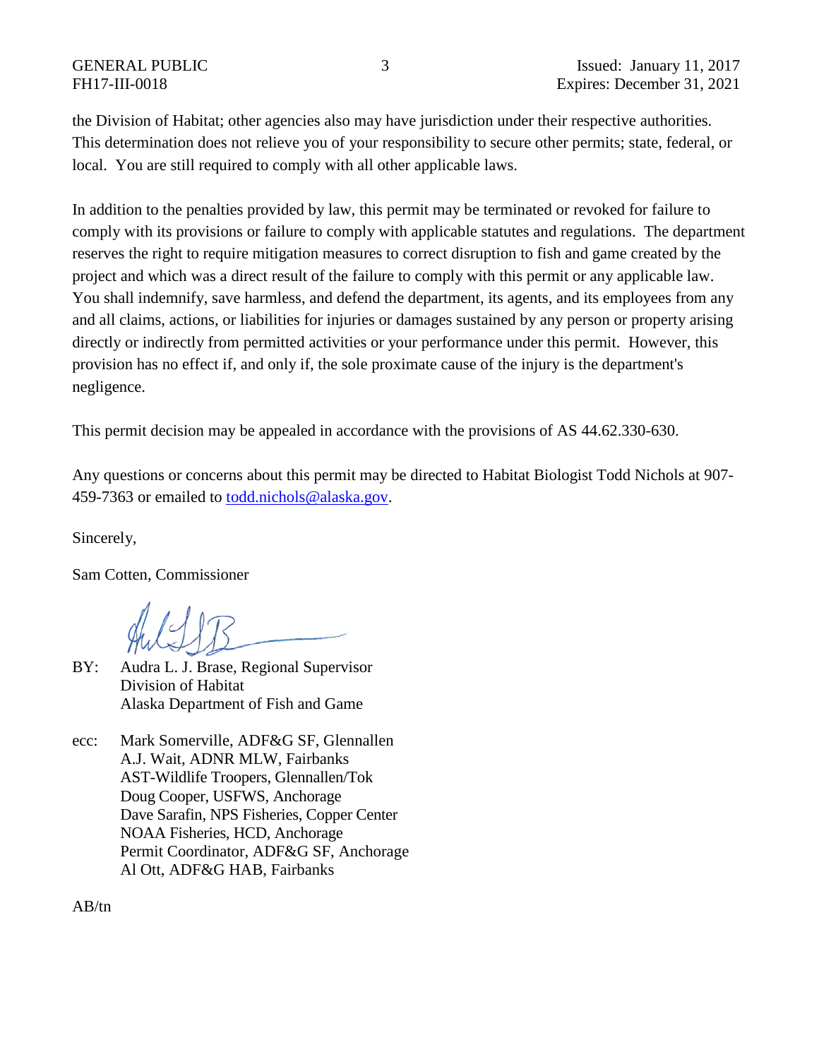the Division of Habitat; other agencies also may have jurisdiction under their respective authorities. This determination does not relieve you of your responsibility to secure other permits; state, federal, or local. You are still required to comply with all other applicable laws.

In addition to the penalties provided by law, this permit may be terminated or revoked for failure to comply with its provisions or failure to comply with applicable statutes and regulations. The department reserves the right to require mitigation measures to correct disruption to fish and game created by the project and which was a direct result of the failure to comply with this permit or any applicable law. You shall indemnify, save harmless, and defend the department, its agents, and its employees from any and all claims, actions, or liabilities for injuries or damages sustained by any person or property arising directly or indirectly from permitted activities or your performance under this permit. However, this provision has no effect if, and only if, the sole proximate cause of the injury is the department's negligence.

This permit decision may be appealed in accordance with the provisions of AS 44.62.330-630.

Any questions or concerns about this permit may be directed to Habitat Biologist Todd Nichols at 907-459-7363 or emailed to todd.nichols@alaska.gov.

Sincerely,

Sam Cotten, Commissioner

BY: Audra L. J. Brase, Regional Supervisor
Division of Habitat
Alaska Department of Fish and Game

ecc: Mark Somerville, ADF&G SF, Glennallen
A.J. Wait, ADNR MLW, Fairbanks
AST-Wildlife Troopers, Glennallen/Tok
Doug Cooper, USFWS, Anchorage
Dave Sarafin, NPS Fisheries, Copper Center
NOAA Fisheries, HCD, Anchorage
Permit Coordinator, ADF&G SF, Anchorage
Al Ott, ADF&G HAB, Fairbanks

AB/tn